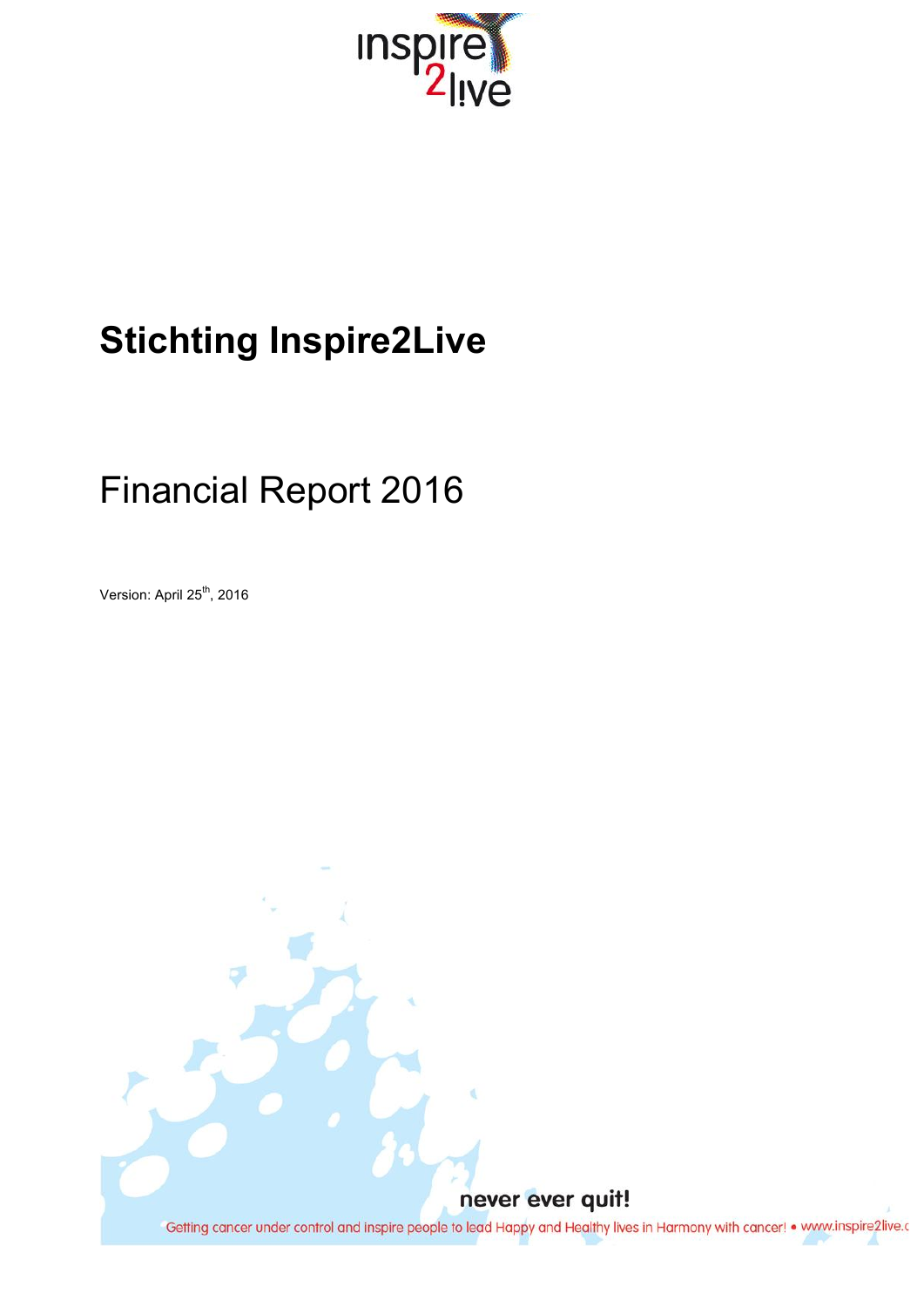# Stichting Inspire2Live

## Financial Report 2016

Version: April 25th, 2016

never ever quit!

Getting cancer under control and inspire people to lead Happy and Healthy lives in Harmony with cancer! • www.inspire2live.c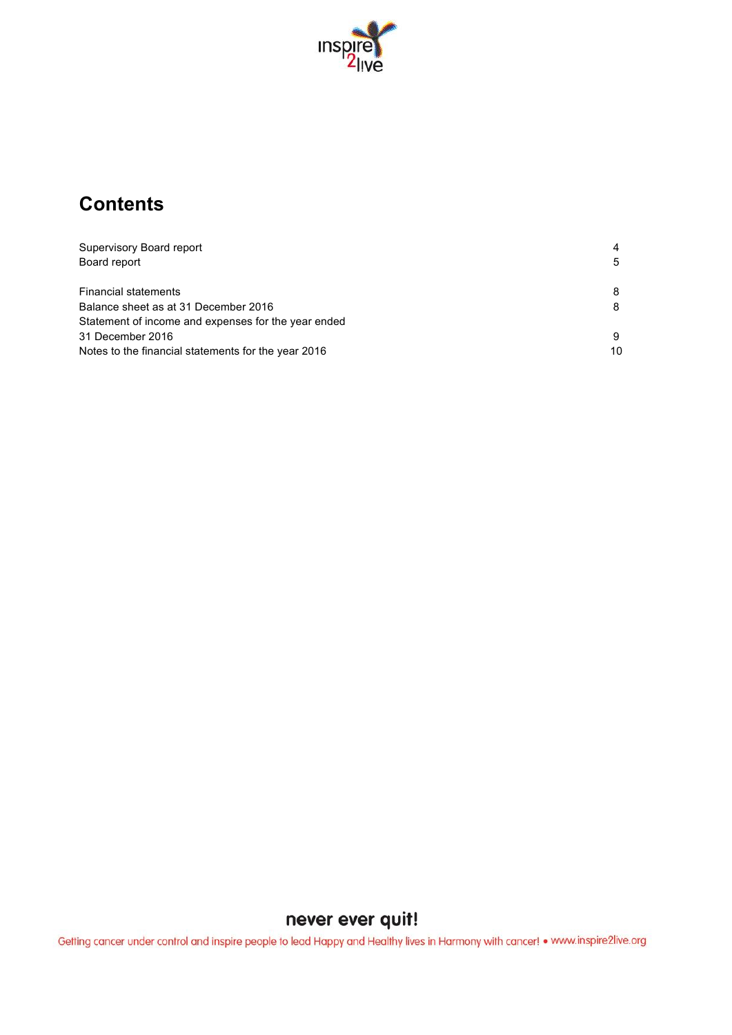# Contents

| | |
|---|---|
| Supervisory Board report | 4 |
| Board report | 5 |
| | |
| Financial statements | 8 |
| Balance sheet as at 31 December 2016 | 8 |
| Statement of income and expenses for the year ended 31 December 2016 | 9 |
| Notes to the financial statements for the year 2016 | 10 |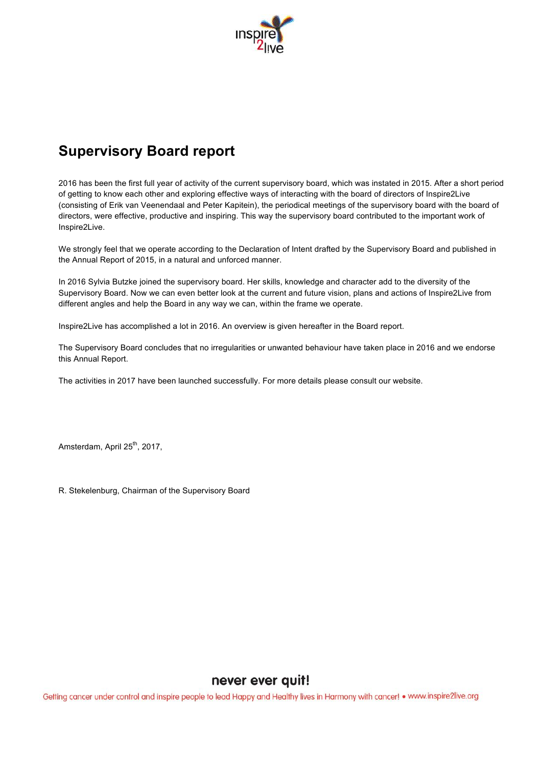# Supervisory Board report

2016 has been the first full year of activity of the current supervisory board, which was instated in 2015. After a short period of getting to know each other and exploring effective ways of interacting with the board of directors of Inspire2Live (consisting of Erik van Veenendaal and Peter Kapitein), the periodical meetings of the supervisory board with the board of directors, were effective, productive and inspiring. This way the supervisory board contributed to the important work of Inspire2Live.

We strongly feel that we operate according to the Declaration of Intent drafted by the Supervisory Board and published in the Annual Report of 2015, in a natural and unforced manner.

In 2016 Sylvia Butzke joined the supervisory board. Her skills, knowledge and character add to the diversity of the Supervisory Board. Now we can even better look at the current and future vision, plans and actions of Inspire2Live from different angles and help the Board in any way we can, within the frame we operate.

Inspire2Live has accomplished a lot in 2016. An overview is given hereafter in the Board report.

The Supervisory Board concludes that no irregularities or unwanted behaviour have taken place in 2016 and we endorse this Annual Report.

The activities in 2017 have been launched successfully. For more details please consult our website.

Amsterdam, April 25th, 2017,

R. Stekelenburg, Chairman of the Supervisory Board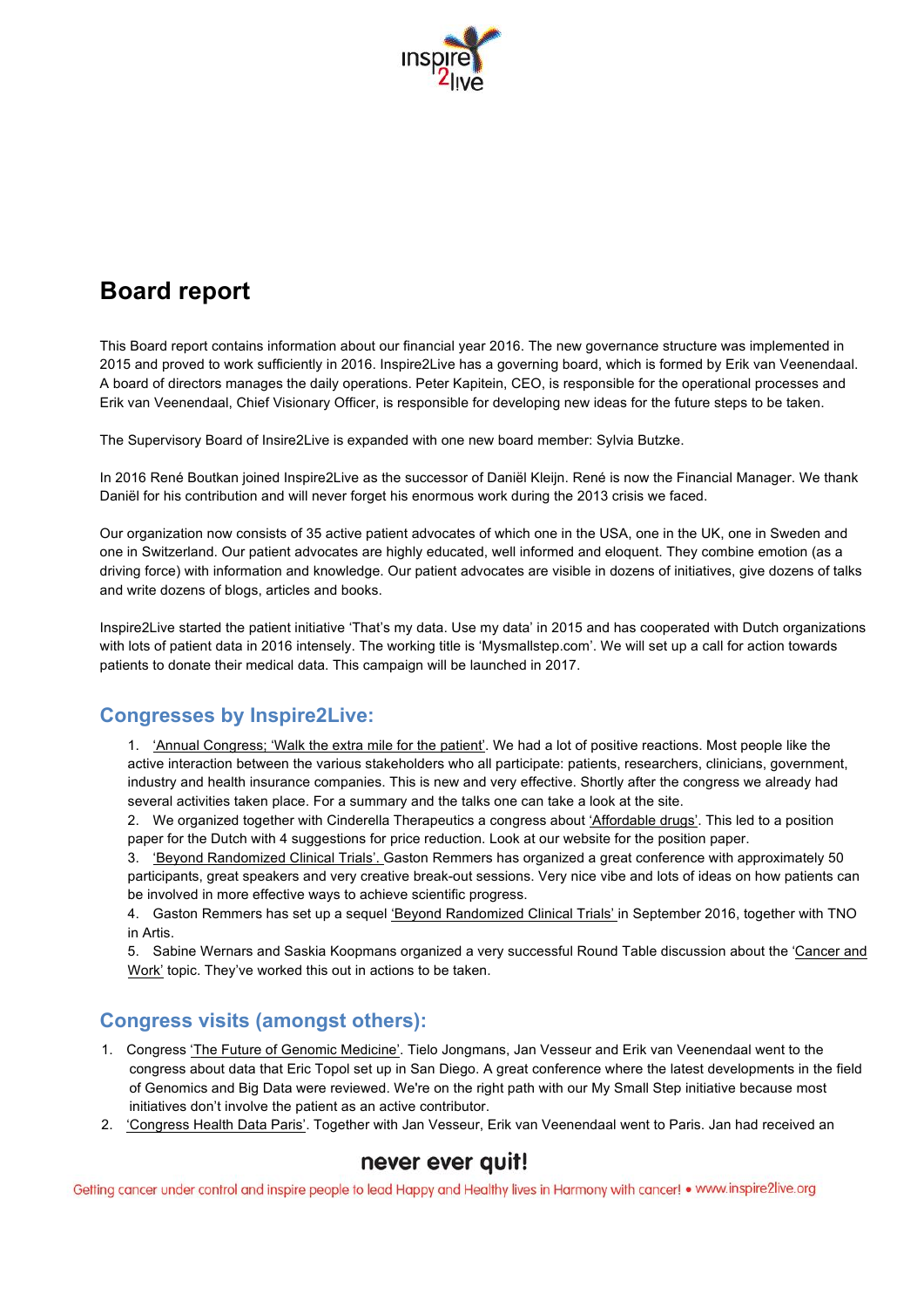# Board report

This Board report contains information about our financial year 2016. The new governance structure was implemented in 2015 and proved to work sufficiently in 2016. Inspire2Live has a governing board, which is formed by Erik van Veenendaal. A board of directors manages the daily operations. Peter Kapitein, CEO, is responsible for the operational processes and Erik van Veenendaal, Chief Visionary Officer, is responsible for developing new ideas for the future steps to be taken.

The Supervisory Board of Insire2Live is expanded with one new board member: Sylvia Butzke.

In 2016 René Boutkan joined Inspire2Live as the successor of Daniël Kleijn. René is now the Financial Manager. We thank Daniël for his contribution and will never forget his enormous work during the 2013 crisis we faced.

Our organization now consists of 35 active patient advocates of which one in the USA, one in the UK, one in Sweden and one in Switzerland. Our patient advocates are highly educated, well informed and eloquent. They combine emotion (as a driving force) with information and knowledge. Our patient advocates are visible in dozens of initiatives, give dozens of talks and write dozens of blogs, articles and books.

Inspire2Live started the patient initiative 'That's my data. Use my data' in 2015 and has cooperated with Dutch organizations with lots of patient data in 2016 intensely. The working title is 'Mysmallstep.com'. We will set up a call for action towards patients to donate their medical data. This campaign will be launched in 2017.

## Congresses by Inspire2Live:

1. 'Annual Congress; 'Walk the extra mile for the patient'. We had a lot of positive reactions. Most people like the active interaction between the various stakeholders who all participate: patients, researchers, clinicians, government, industry and health insurance companies. This is new and very effective. Shortly after the congress we already had several activities taken place. For a summary and the talks one can take a look at the site.
2. We organized together with Cinderella Therapeutics a congress about 'Affordable drugs'. This led to a position paper for the Dutch with 4 suggestions for price reduction. Look at our website for the position paper.
3. 'Beyond Randomized Clinical Trials'. Gaston Remmers has organized a great conference with approximately 50 participants, great speakers and very creative break-out sessions. Very nice vibe and lots of ideas on how patients can be involved in more effective ways to achieve scientific progress.
4. Gaston Remmers has set up a sequel 'Beyond Randomized Clinical Trials' in September 2016, together with TNO in Artis.
5. Sabine Wernars and Saskia Koopmans organized a very successful Round Table discussion about the 'Cancer and Work' topic. They've worked this out in actions to be taken.

## Congress visits (amongst others):

1. Congress 'The Future of Genomic Medicine'. Tielo Jongmans, Jan Vesseur and Erik van Veenendaal went to the congress about data that Eric Topol set up in San Diego. A great conference where the latest developments in the field of Genomics and Big Data were reviewed. We're on the right path with our My Small Step initiative because most initiatives don't involve the patient as an active contributor.
2. 'Congress Health Data Paris'. Together with Jan Vesseur, Erik van Veenendaal went to Paris. Jan had received an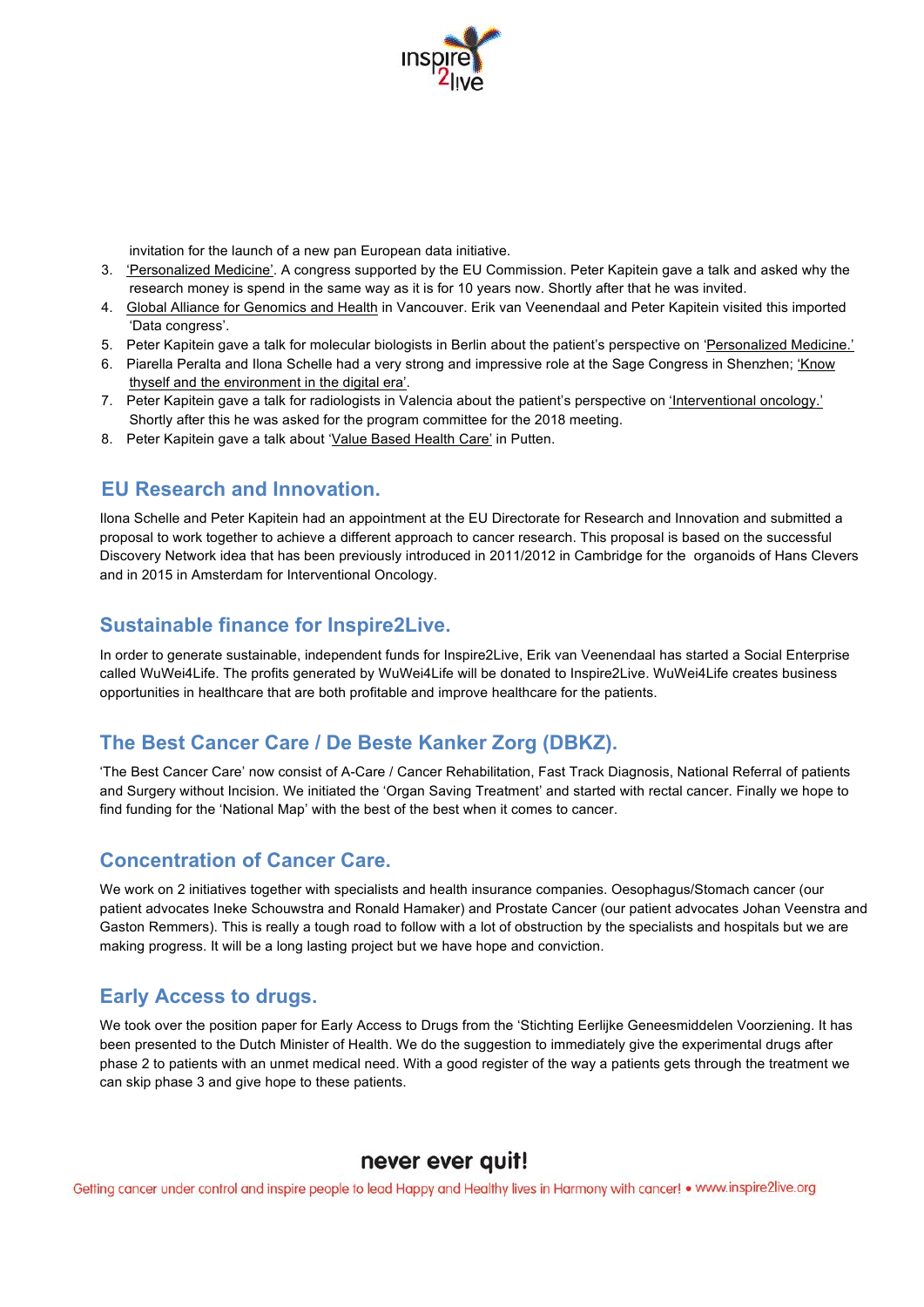invitation for the launch of a new pan European data initiative.

3. 'Personalized Medicine'. A congress supported by the EU Commission. Peter Kapitein gave a talk and asked why the research money is spend in the same way as it is for 10 years now. Shortly after that he was invited.
4. Global Alliance for Genomics and Health in Vancouver. Erik van Veenendaal and Peter Kapitein visited this imported 'Data congress'.
5. Peter Kapitein gave a talk for molecular biologists in Berlin about the patient's perspective on 'Personalized Medicine.'
6. Piarella Peralta and Ilona Schelle had a very strong and impressive role at the Sage Congress in Shenzhen; 'Know thyself and the environment in the digital era'.
7. Peter Kapitein gave a talk for radiologists in Valencia about the patient's perspective on 'Interventional oncology.' Shortly after this he was asked for the program committee for the 2018 meeting.
8. Peter Kapitein gave a talk about 'Value Based Health Care' in Putten.

## EU Research and Innovation.

Ilona Schelle and Peter Kapitein had an appointment at the EU Directorate for Research and Innovation and submitted a proposal to work together to achieve a different approach to cancer research. This proposal is based on the successful Discovery Network idea that has been previously introduced in 2011/2012 in Cambridge for the organoids of Hans Clevers and in 2015 in Amsterdam for Interventional Oncology.

## Sustainable finance for Inspire2Live.

In order to generate sustainable, independent funds for Inspire2Live, Erik van Veenendaal has started a Social Enterprise called WuWei4Life. The profits generated by WuWei4Life will be donated to Inspire2Live. WuWei4Life creates business opportunities in healthcare that are both profitable and improve healthcare for the patients.

## The Best Cancer Care / De Beste Kanker Zorg (DBKZ).

'The Best Cancer Care' now consist of A-Care / Cancer Rehabilitation, Fast Track Diagnosis, National Referral of patients and Surgery without Incision. We initiated the 'Organ Saving Treatment' and started with rectal cancer. Finally we hope to find funding for the 'National Map' with the best of the best when it comes to cancer.

## Concentration of Cancer Care.

We work on 2 initiatives together with specialists and health insurance companies. Oesophagus/Stomach cancer (our patient advocates Ineke Schouwstra and Ronald Hamaker) and Prostate Cancer (our patient advocates Johan Veenstra and Gaston Remmers). This is really a tough road to follow with a lot of obstruction by the specialists and hospitals but we are making progress. It will be a long lasting project but we have hope and conviction.

## Early Access to drugs.

We took over the position paper for Early Access to Drugs from the 'Stichting Eerlijke Geneesmiddelen Voorziening. It has been presented to the Dutch Minister of Health. We do the suggestion to immediately give the experimental drugs after phase 2 to patients with an unmet medical need. With a good register of the way a patients gets through the treatment we can skip phase 3 and give hope to these patients.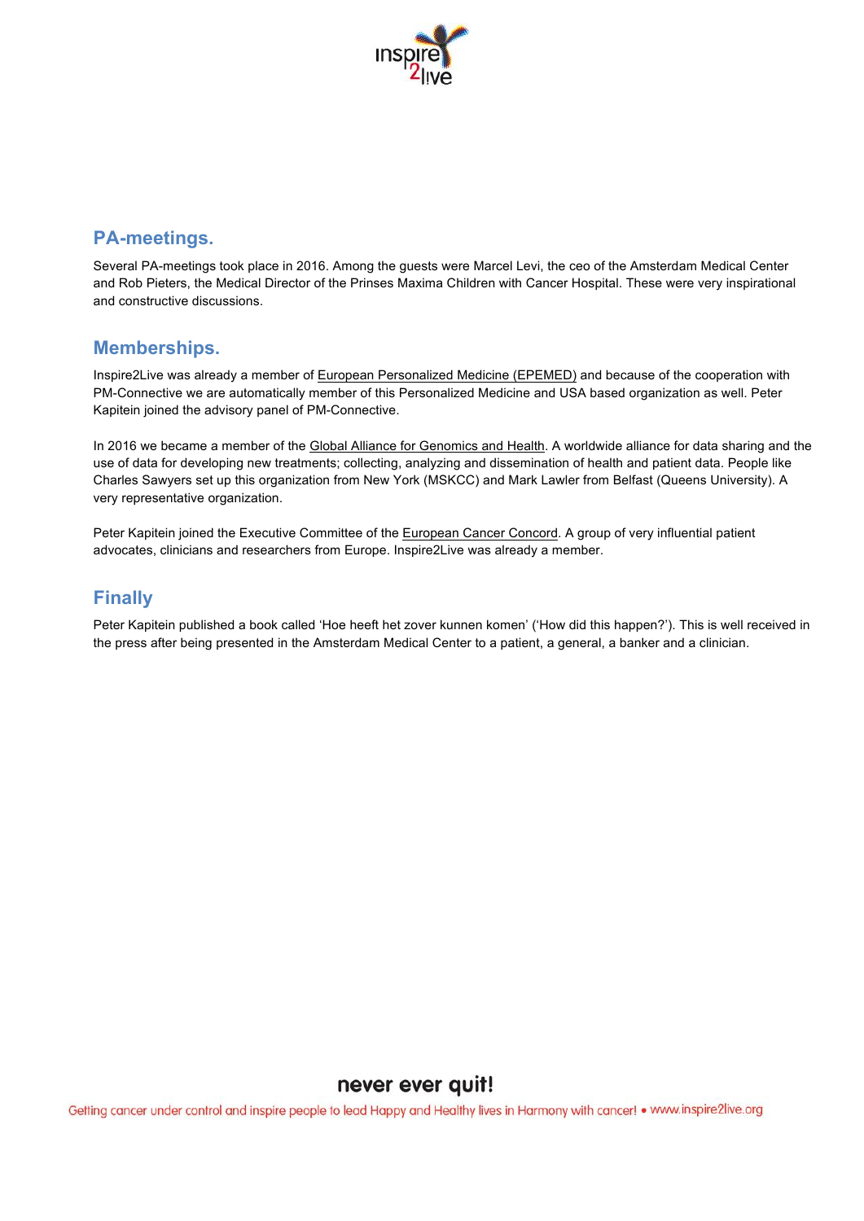## PA-meetings.

Several PA-meetings took place in 2016. Among the guests were Marcel Levi, the ceo of the Amsterdam Medical Center and Rob Pieters, the Medical Director of the Prinses Maxima Children with Cancer Hospital. These were very inspirational and constructive discussions.

## Memberships.

Inspire2Live was already a member of European Personalized Medicine (EPEMED) and because of the cooperation with PM-Connective we are automatically member of this Personalized Medicine and USA based organization as well. Peter Kapitein joined the advisory panel of PM-Connective.

In 2016 we became a member of the Global Alliance for Genomics and Health. A worldwide alliance for data sharing and the use of data for developing new treatments; collecting, analyzing and dissemination of health and patient data. People like Charles Sawyers set up this organization from New York (MSKCC) and Mark Lawler from Belfast (Queens University). A very representative organization.

Peter Kapitein joined the Executive Committee of the European Cancer Concord. A group of very influential patient advocates, clinicians and researchers from Europe. Inspire2Live was already a member.

## Finally

Peter Kapitein published a book called 'Hoe heeft het zover kunnen komen' ('How did this happen?'). This is well received in the press after being presented in the Amsterdam Medical Center to a patient, a general, a banker and a clinician.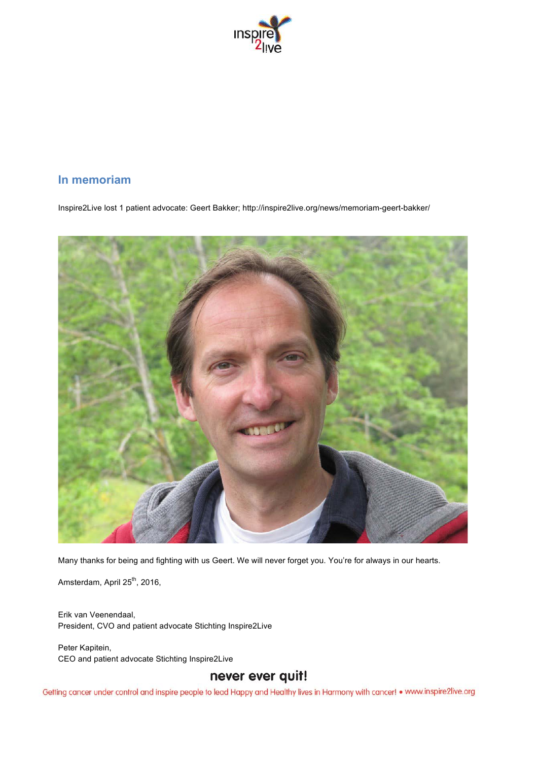## In memoriam

Inspire2Live lost 1 patient advocate: Geert Bakker; http://inspire2live.org/news/memoriam-geert-bakker/

Many thanks for being and fighting with us Geert. We will never forget you. You're for always in our hearts.

Amsterdam, April 25th, 2016,

Erik van Veenendaal,
President, CVO and patient advocate Stichting Inspire2Live

Peter Kapitein,
CEO and patient advocate Stichting Inspire2Live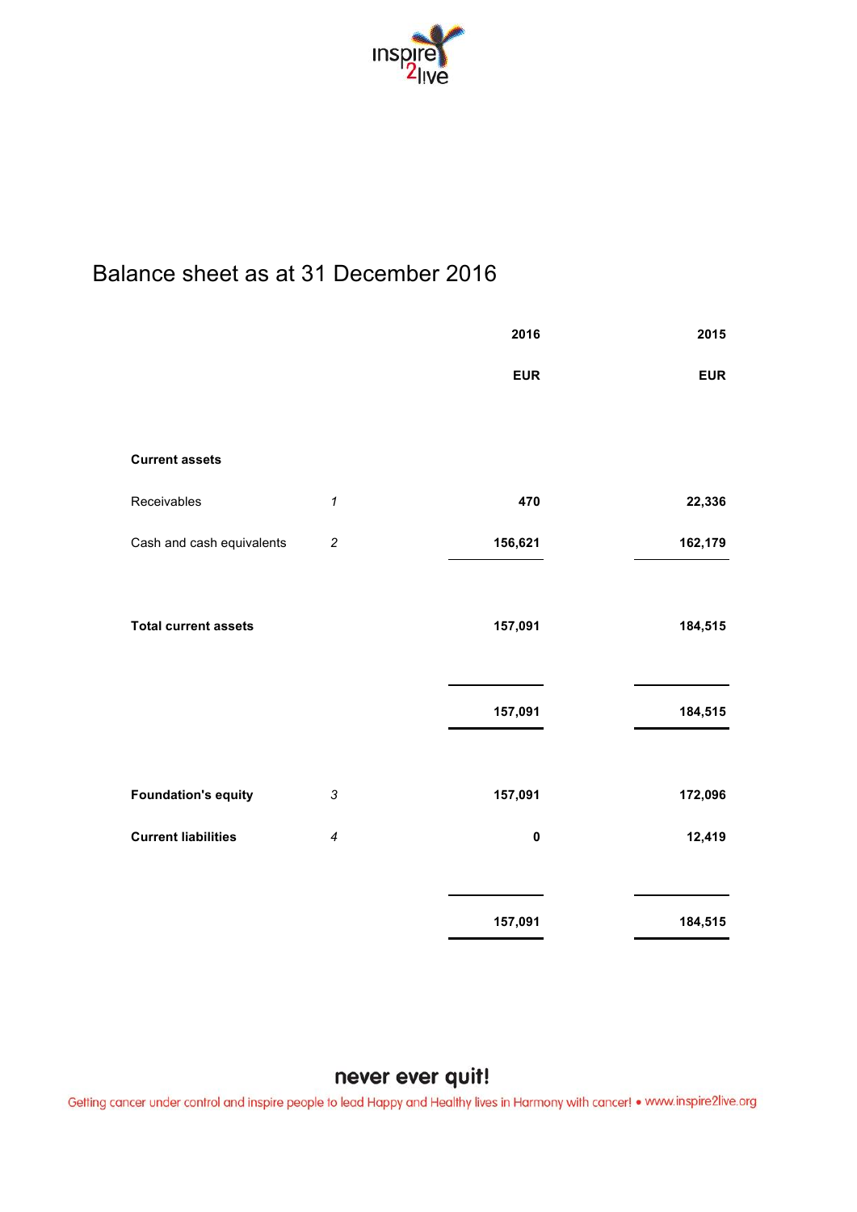# Balance sheet as at 31 December 2016

| | | 2016 | 2015 |
|---|---|---|---|
| | | **EUR** | **EUR** |
| **Current assets** | | | |
| Receivables | *1* | **470** | **22,336** |
| Cash and cash equivalents | *2* | **156,621** | **162,179** |
| **Total current assets** | | **157,091** | **184,515** |
| | | **157,091** | **184,515** |
| **Foundation's equity** | *3* | **157,091** | **172,096** |
| **Current liabilities** | *4* | **0** | **12,419** |
| | | **157,091** | **184,515** |

**never ever quit!**

Getting cancer under control and inspire people to lead Happy and Healthy lives in Harmony with cancer! • www.inspire2live.org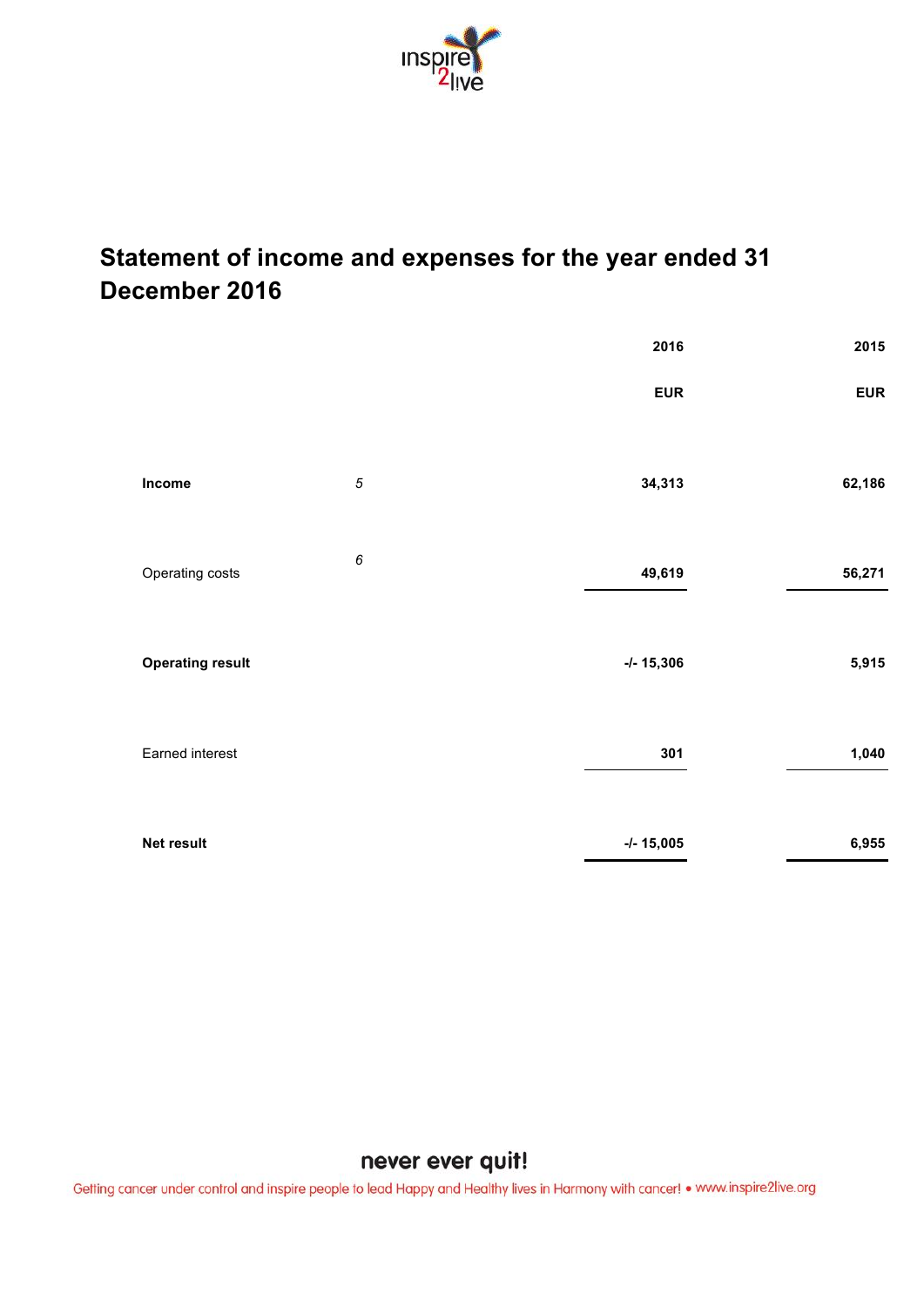# Statement of income and expenses for the year ended 31 December 2016

| | | 2016 | 2015 |
|---|---|---|---|
| | | **EUR** | **EUR** |
| **Income** | *5* | **34,313** | **62,186** |
| Operating costs | *6* | **49,619** | **56,271** |
| **Operating result** | | **-/- 15,306** | **5,915** |
| Earned interest | | **301** | **1,040** |
| **Net result** | | **-/- 15,005** | **6,955** |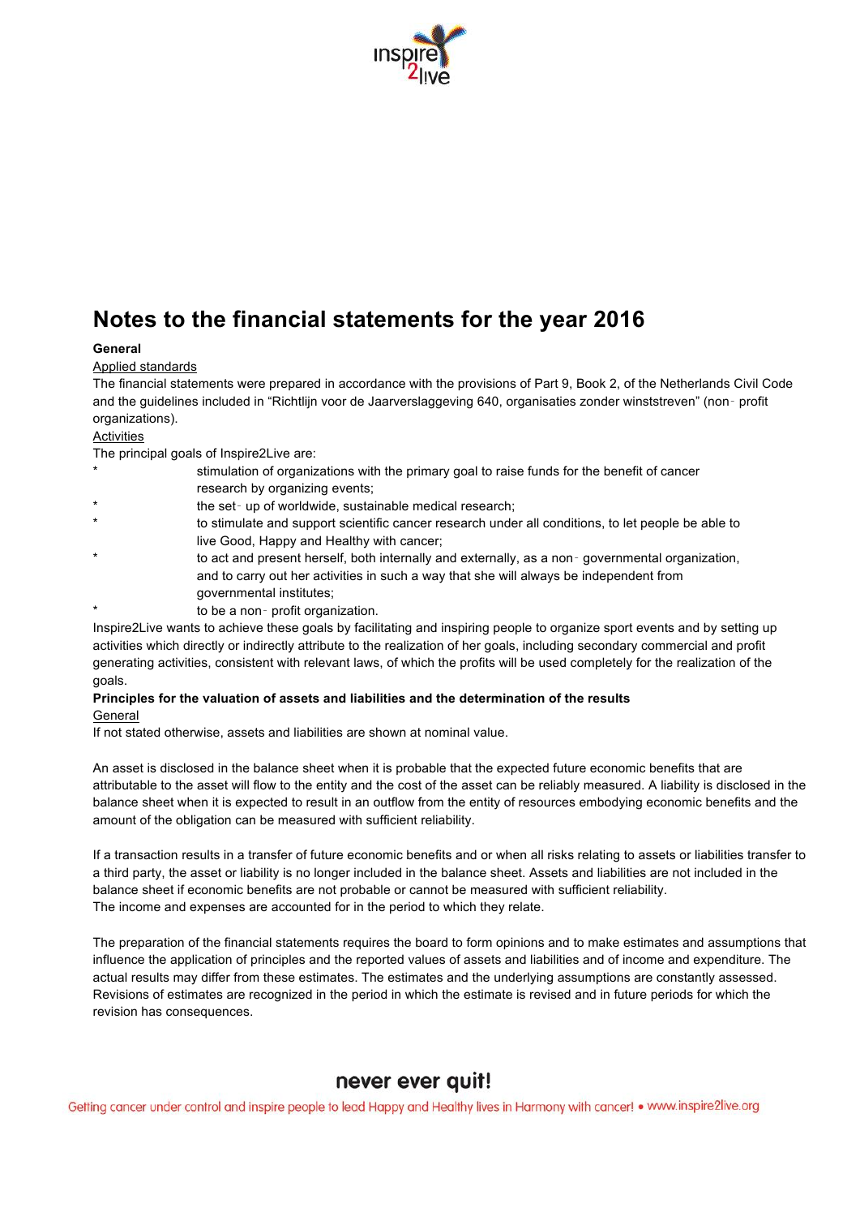# Notes to the financial statements for the year 2016

**General**

Applied standards

The financial statements were prepared in accordance with the provisions of Part 9, Book 2, of the Netherlands Civil Code and the guidelines included in "Richtlijn voor de Jaarverslaggeving 640, organisaties zonder winststreven" (non‐profit organizations).

Activities

The principal goals of Inspire2Live are:

* stimulation of organizations with the primary goal to raise funds for the benefit of cancer research by organizing events;
* the set‐up of worldwide, sustainable medical research;
* to stimulate and support scientific cancer research under all conditions, to let people be able to live Good, Happy and Healthy with cancer;
* to act and present herself, both internally and externally, as a non‐governmental organization, and to carry out her activities in such a way that she will always be independent from governmental institutes;
* to be a non‐profit organization.

Inspire2Live wants to achieve these goals by facilitating and inspiring people to organize sport events and by setting up activities which directly or indirectly attribute to the realization of her goals, including secondary commercial and profit generating activities, consistent with relevant laws, of which the profits will be used completely for the realization of the goals.

**Principles for the valuation of assets and liabilities and the determination of the results**

General

If not stated otherwise, assets and liabilities are shown at nominal value.

An asset is disclosed in the balance sheet when it is probable that the expected future economic benefits that are attributable to the asset will flow to the entity and the cost of the asset can be reliably measured. A liability is disclosed in the balance sheet when it is expected to result in an outflow from the entity of resources embodying economic benefits and the amount of the obligation can be measured with sufficient reliability.

If a transaction results in a transfer of future economic benefits and or when all risks relating to assets or liabilities transfer to a third party, the asset or liability is no longer included in the balance sheet. Assets and liabilities are not included in the balance sheet if economic benefits are not probable or cannot be measured with sufficient reliability.
The income and expenses are accounted for in the period to which they relate.

The preparation of the financial statements requires the board to form opinions and to make estimates and assumptions that influence the application of principles and the reported values of assets and liabilities and of income and expenditure. The actual results may differ from these estimates. The estimates and the underlying assumptions are constantly assessed. Revisions of estimates are recognized in the period in which the estimate is revised and in future periods for which the revision has consequences.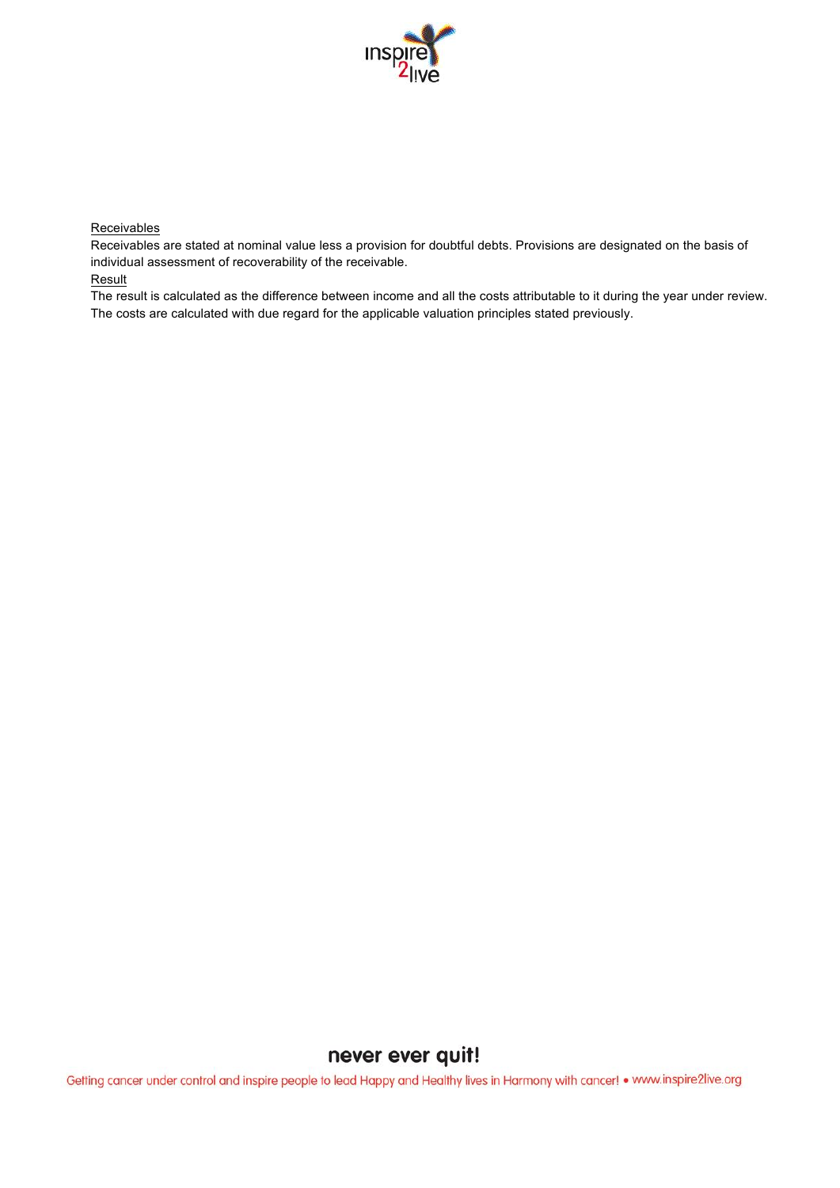<u>Receivables</u>

Receivables are stated at nominal value less a provision for doubtful debts. Provisions are designated on the basis of individual assessment of recoverability of the receivable.

<u>Result</u>

The result is calculated as the difference between income and all the costs attributable to it during the year under review. The costs are calculated with due regard for the applicable valuation principles stated previously.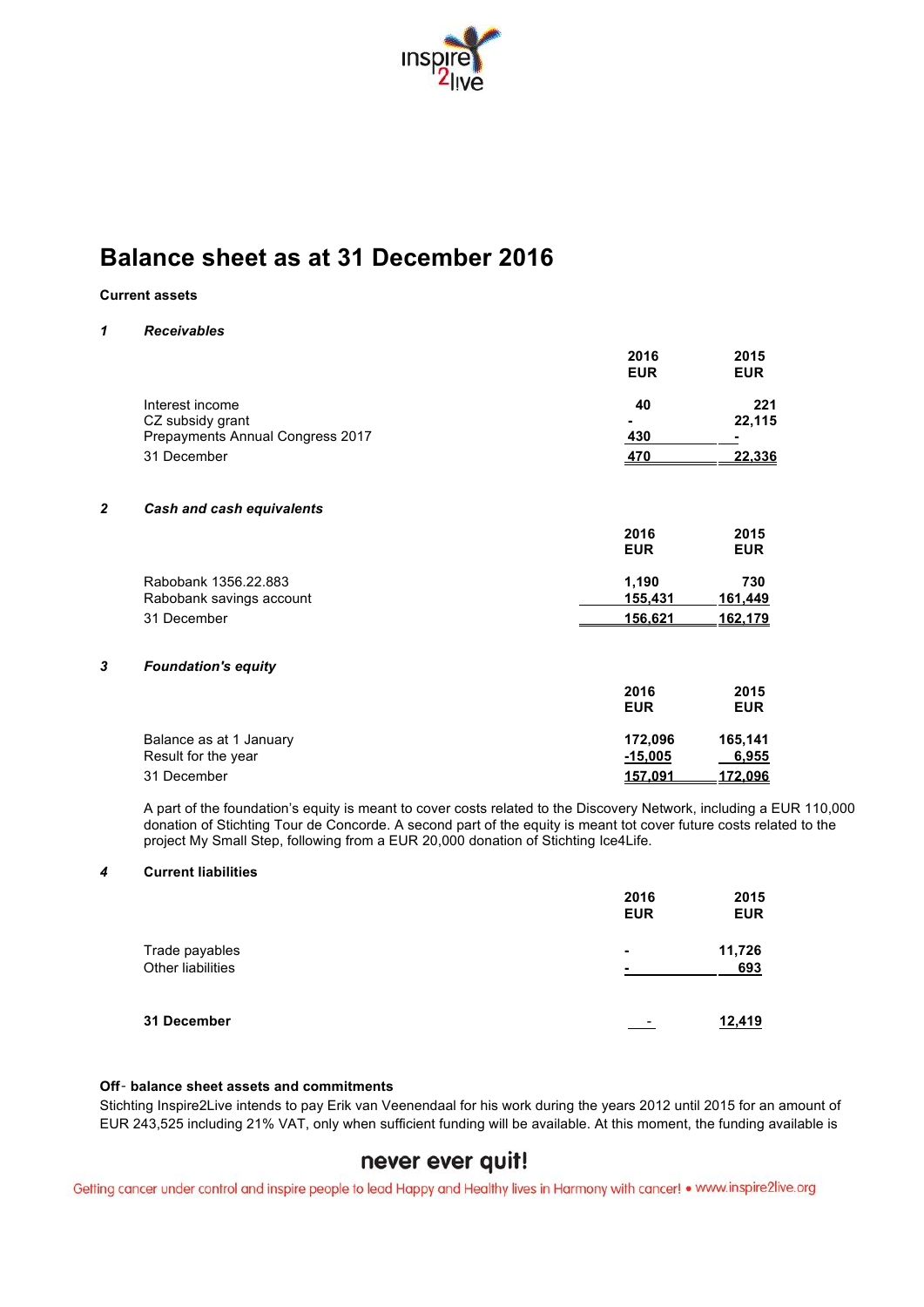# Balance sheet as at 31 December 2016

**Current assets**

### *1 Receivables*

| | 2016 EUR | 2015 EUR |
|---|---|---|
| Interest income | 40 | 221 |
| CZ subsidy grant | - | 22,115 |
| Prepayments Annual Congress 2017 | 430 | - |
| 31 December | 470 | 22,336 |

### *2 Cash and cash equivalents*

| | 2016 EUR | 2015 EUR |
|---|---|---|
| Rabobank 1356.22.883 | 1,190 | 730 |
| Rabobank savings account | 155,431 | 161,449 |
| 31 December | 156,621 | 162,179 |

### *3 Foundation's equity*

| | 2016 EUR | 2015 EUR |
|---|---|---|
| Balance as at 1 January | 172,096 | 165,141 |
| Result for the year | -15,005 | 6,955 |
| 31 December | 157,091 | 172,096 |

A part of the foundation's equity is meant to cover costs related to the Discovery Network, including a EUR 110,000 donation of Stichting Tour de Concorde. A second part of the equity is meant tot cover future costs related to the project My Small Step, following from a EUR 20,000 donation of Stichting Ice4Life.

### 4 Current liabilities

| | 2016 EUR | 2015 EUR |
|---|---|---|
| Trade payables | - | 11,726 |
| Other liabilities | - | 693 |
| **31 December** | - | 12,419 |

**Off- balance sheet assets and commitments**

Stichting Inspire2Live intends to pay Erik van Veenendaal for his work during the years 2012 until 2015 for an amount of EUR 243,525 including 21% VAT, only when sufficient funding will be available. At this moment, the funding available is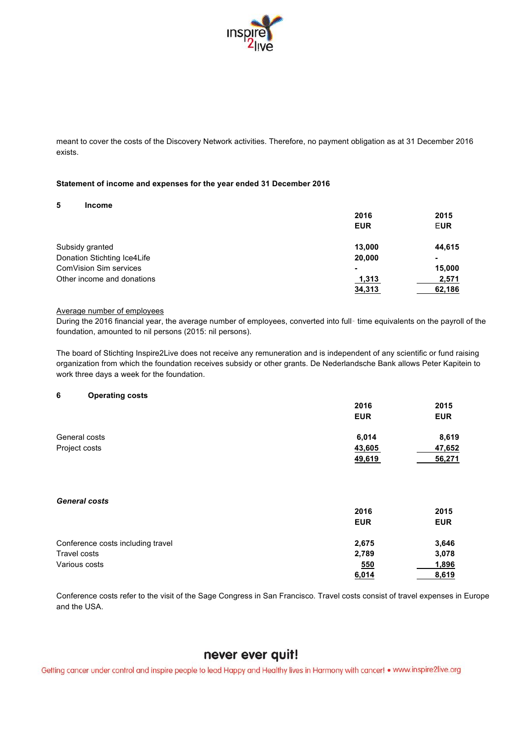meant to cover the costs of the Discovery Network activities. Therefore, no payment obligation as at 31 December 2016 exists.

**Statement of income and expenses for the year ended 31 December 2016**

**5 Income**

| | 2016<br>EUR | 2015<br>EUR |
|---|---|---|
| Subsidy granted | 13,000 | 44,615 |
| Donation Stichting Ice4Life | 20,000 | - |
| ComVision Sim services | - | 15,000 |
| Other income and donations | 1,313 | 2,571 |
| | 34,313 | 62,186 |

Average number of employees

During the 2016 financial year, the average number of employees, converted into full- time equivalents on the payroll of the foundation, amounted to nil persons (2015: nil persons).

The board of Stichting Inspire2Live does not receive any remuneration and is independent of any scientific or fund raising organization from which the foundation receives subsidy or other grants. De Nederlandsche Bank allows Peter Kapitein to work three days a week for the foundation.

**6 Operating costs**

| | 2016<br>EUR | 2015<br>EUR |
|---|---|---|
| General costs | 6,014 | 8,619 |
| Project costs | 43,605 | 47,652 |
| | 49,619 | 56,271 |

***General costs***

| | 2016<br>EUR | 2015<br>EUR |
|---|---|---|
| Conference costs including travel | 2,675 | 3,646 |
| Travel costs | 2,789 | 3,078 |
| Various costs | 550 | 1,896 |
| | 6,014 | 8,619 |

Conference costs refer to the visit of the Sage Congress in San Francisco. Travel costs consist of travel expenses in Europe and the USA.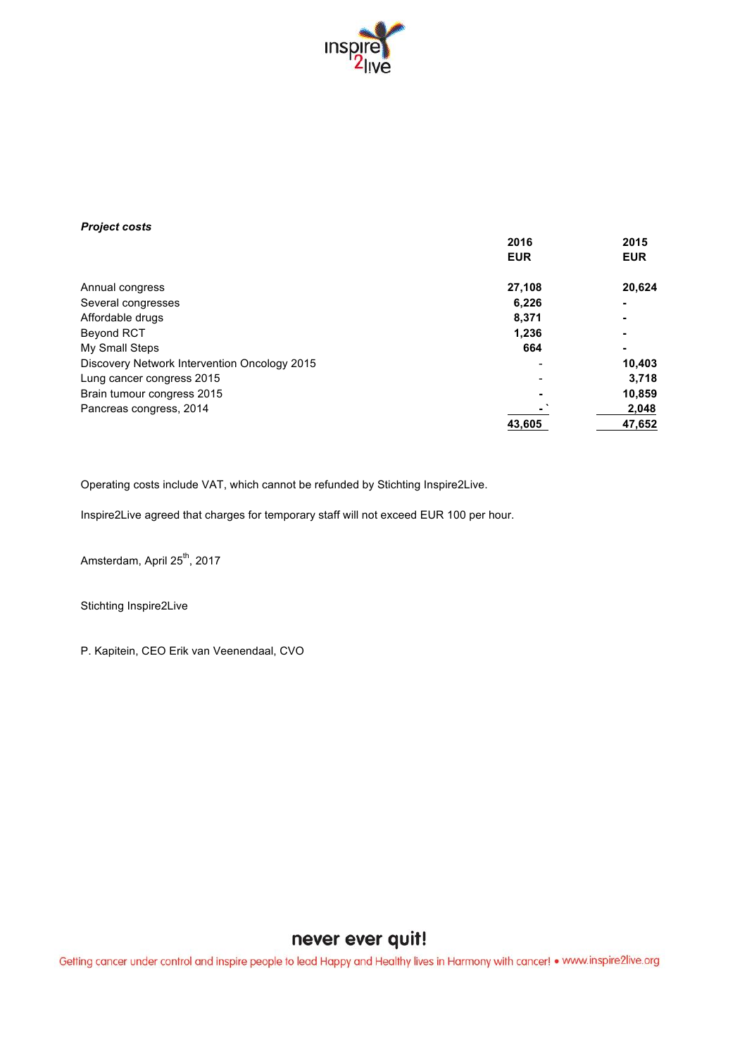***Project costs***

| | 2016<br>EUR | 2015<br>EUR |
|---|---|---|
| Annual congress | 27,108 | 20,624 |
| Several congresses | 6,226 | - |
| Affordable drugs | 8,371 | - |
| Beyond RCT | 1,236 | - |
| My Small Steps | 664 | - |
| Discovery Network Intervention Oncology 2015 | - | 10,403 |
| Lung cancer congress 2015 | - | 3,718 |
| Brain tumour congress 2015 | - | 10,859 |
| Pancreas congress, 2014 | -` | 2,048 |
| | 43,605 | 47,652 |

Operating costs include VAT, which cannot be refunded by Stichting Inspire2Live.

Inspire2Live agreed that charges for temporary staff will not exceed EUR 100 per hour.

Amsterdam, April 25th, 2017

Stichting Inspire2Live

P. Kapitein, CEO Erik van Veenendaal, CVO

never ever quit!

Getting cancer under control and inspire people to lead Happy and Healthy lives in Harmony with cancer! • www.inspire2live.org